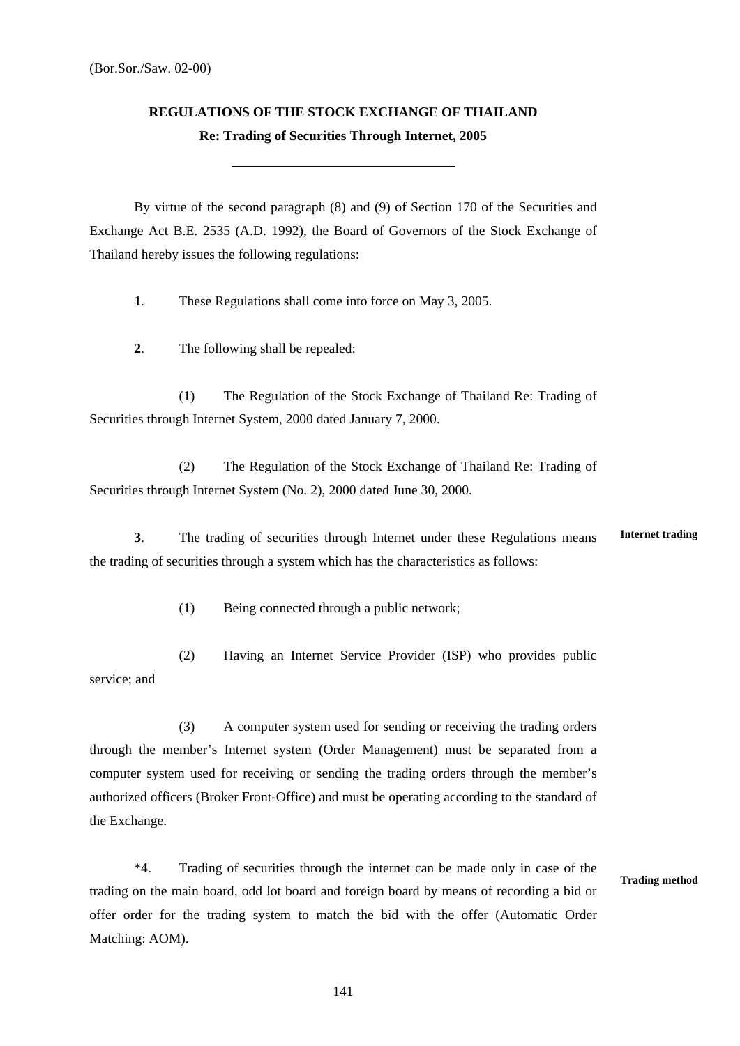(Bor.Sor./Saw. 02-00)

**REGULATIONS OF THE STOCK EXCHANGE OF THAILAND**
**Re: Trading of Securities Through Internet, 2005**

---

By virtue of the second paragraph (8) and (9) of Section 170 of the Securities and Exchange Act B.E. 2535 (A.D. 1992), the Board of Governors of the Stock Exchange of Thailand hereby issues the following regulations:

**1**. These Regulations shall come into force on May 3, 2005.

**2**. The following shall be repealed:

(1) The Regulation of the Stock Exchange of Thailand Re: Trading of Securities through Internet System, 2000 dated January 7, 2000.

(2) The Regulation of the Stock Exchange of Thailand Re: Trading of Securities through Internet System (No. 2), 2000 dated June 30, 2000.

**Internet trading**

**3**. The trading of securities through Internet under these Regulations means the trading of securities through a system which has the characteristics as follows:

(1) Being connected through a public network;

(2) Having an Internet Service Provider (ISP) who provides public service; and

(3) A computer system used for sending or receiving the trading orders through the member's Internet system (Order Management) must be separated from a computer system used for receiving or sending the trading orders through the member's authorized officers (Broker Front-Office) and must be operating according to the standard of the Exchange.

**Trading method**

*​**4**. Trading of securities through the internet can be made only in case of the trading on the main board, odd lot board and foreign board by means of recording a bid or offer order for the trading system to match the bid with the offer (Automatic Order Matching: AOM).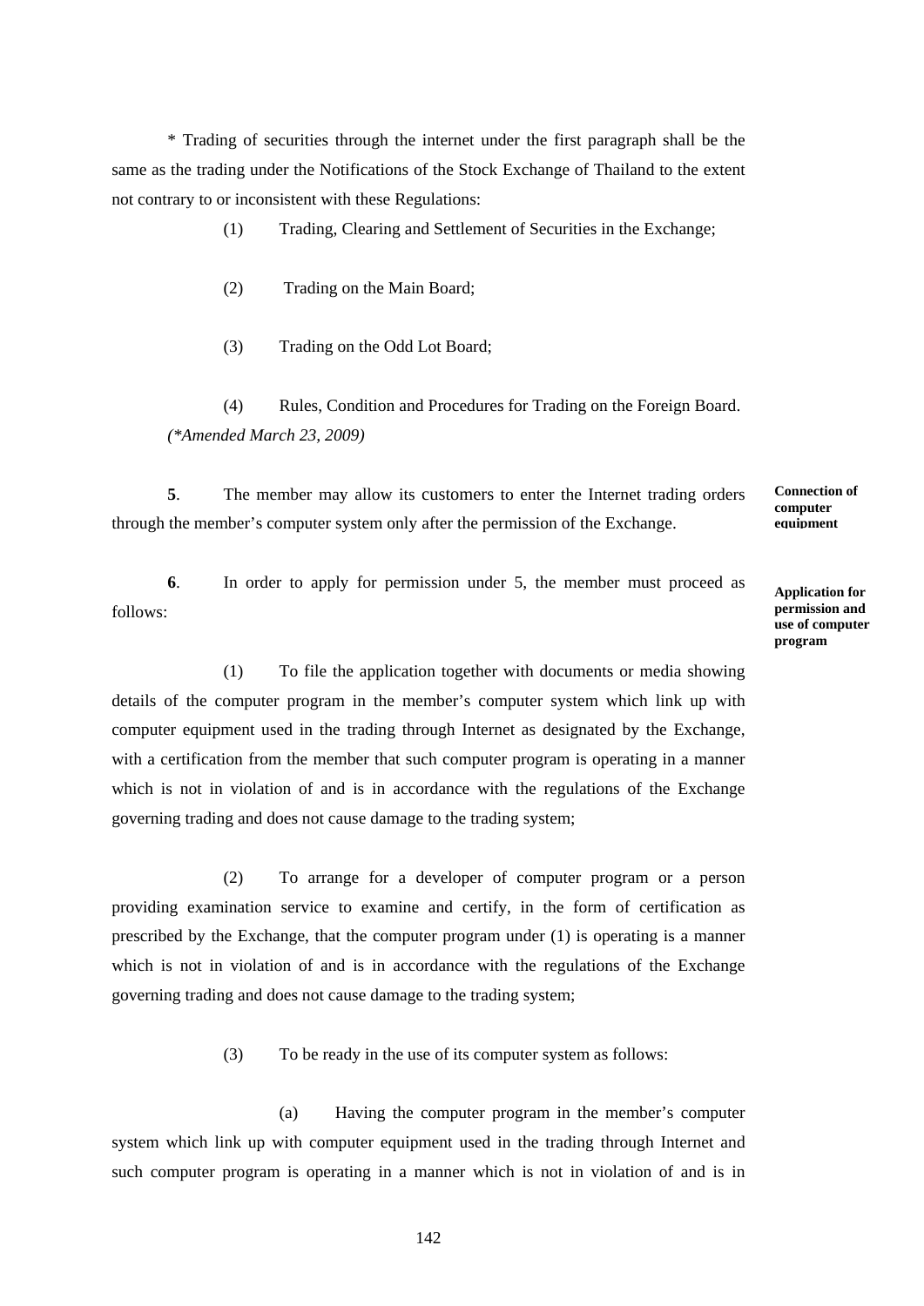* Trading of securities through the internet under the first paragraph shall be the same as the trading under the Notifications of the Stock Exchange of Thailand to the extent not contrary to or inconsistent with these Regulations:

(1) Trading, Clearing and Settlement of Securities in the Exchange;

(2) Trading on the Main Board;

(3) Trading on the Odd Lot Board;

(4) Rules, Condition and Procedures for Trading on the Foreign Board.

*(*Amended March 23, 2009)*

**Connection of computer equipment**

**5**. The member may allow its customers to enter the Internet trading orders through the member's computer system only after the permission of the Exchange.

**Application for permission and use of computer program**

**6**. In order to apply for permission under 5, the member must proceed as follows:

(1) To file the application together with documents or media showing details of the computer program in the member's computer system which link up with computer equipment used in the trading through Internet as designated by the Exchange, with a certification from the member that such computer program is operating in a manner which is not in violation of and is in accordance with the regulations of the Exchange governing trading and does not cause damage to the trading system;

(2) To arrange for a developer of computer program or a person providing examination service to examine and certify, in the form of certification as prescribed by the Exchange, that the computer program under (1) is operating is a manner which is not in violation of and is in accordance with the regulations of the Exchange governing trading and does not cause damage to the trading system;

(3) To be ready in the use of its computer system as follows:

(a) Having the computer program in the member's computer system which link up with computer equipment used in the trading through Internet and such computer program is operating in a manner which is not in violation of and is in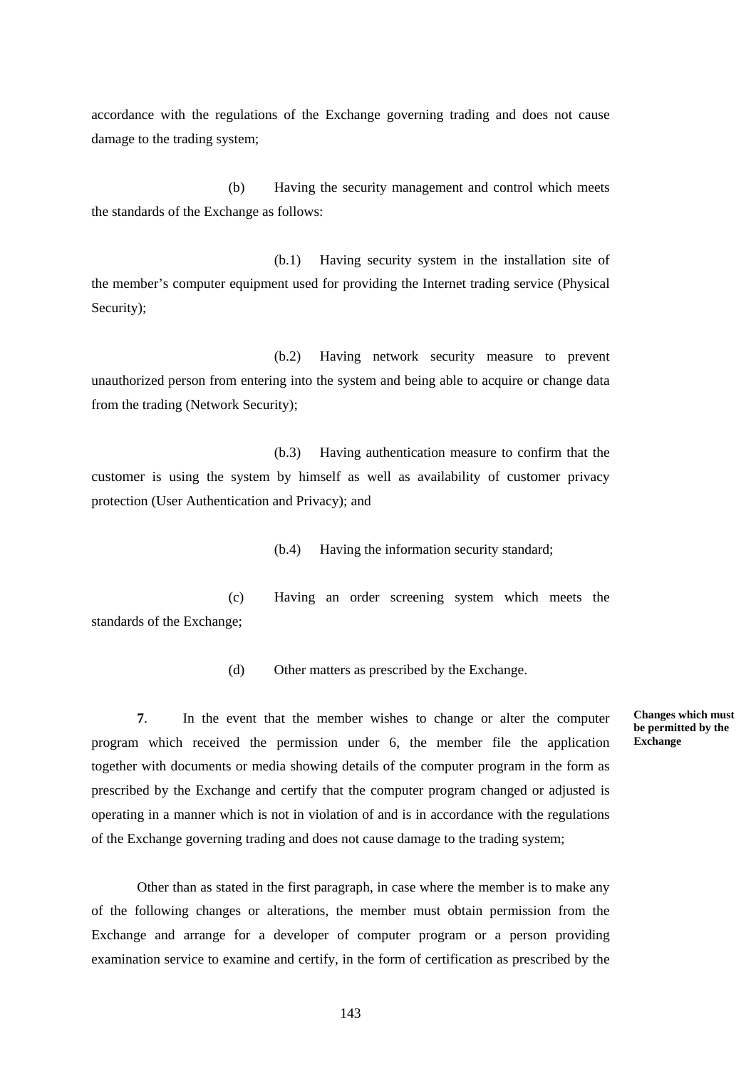accordance with the regulations of the Exchange governing trading and does not cause damage to the trading system;

(b) Having the security management and control which meets the standards of the Exchange as follows:

(b.1) Having security system in the installation site of the member's computer equipment used for providing the Internet trading service (Physical Security);

(b.2) Having network security measure to prevent unauthorized person from entering into the system and being able to acquire or change data from the trading (Network Security);

(b.3) Having authentication measure to confirm that the customer is using the system by himself as well as availability of customer privacy protection (User Authentication and Privacy); and

(b.4) Having the information security standard;

(c) Having an order screening system which meets the standards of the Exchange;

(d) Other matters as prescribed by the Exchange.

**Changes which must be permitted by the Exchange**

**7**. In the event that the member wishes to change or alter the computer program which received the permission under 6, the member file the application together with documents or media showing details of the computer program in the form as prescribed by the Exchange and certify that the computer program changed or adjusted is operating in a manner which is not in violation of and is in accordance with the regulations of the Exchange governing trading and does not cause damage to the trading system;

Other than as stated in the first paragraph, in case where the member is to make any of the following changes or alterations, the member must obtain permission from the Exchange and arrange for a developer of computer program or a person providing examination service to examine and certify, in the form of certification as prescribed by the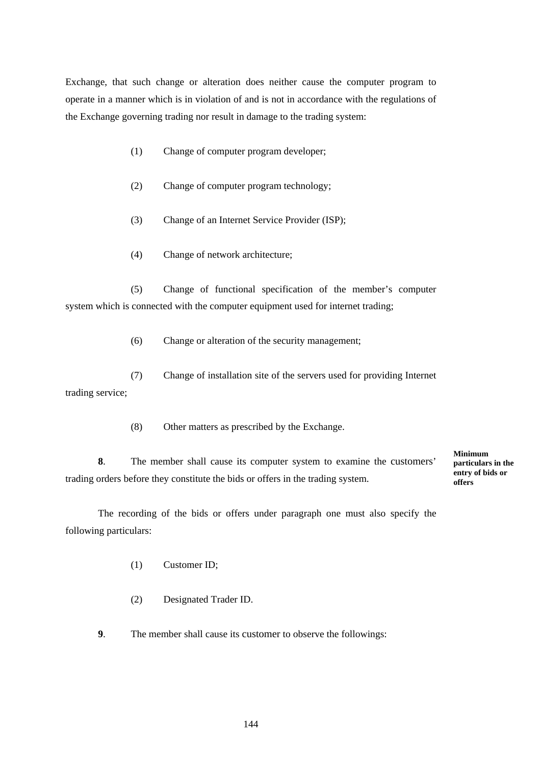Exchange, that such change or alteration does neither cause the computer program to operate in a manner which is in violation of and is not in accordance with the regulations of the Exchange governing trading nor result in damage to the trading system:

(1) Change of computer program developer;

(2) Change of computer program technology;

(3) Change of an Internet Service Provider (ISP);

(4) Change of network architecture;

(5) Change of functional specification of the member's computer system which is connected with the computer equipment used for internet trading;

(6) Change or alteration of the security management;

(7) Change of installation site of the servers used for providing Internet trading service;

(8) Other matters as prescribed by the Exchange.

**Minimum particulars in the entry of bids or offers**

**8**. The member shall cause its computer system to examine the customers' trading orders before they constitute the bids or offers in the trading system.

The recording of the bids or offers under paragraph one must also specify the following particulars:

(1) Customer ID;

(2) Designated Trader ID.

**9**. The member shall cause its customer to observe the followings: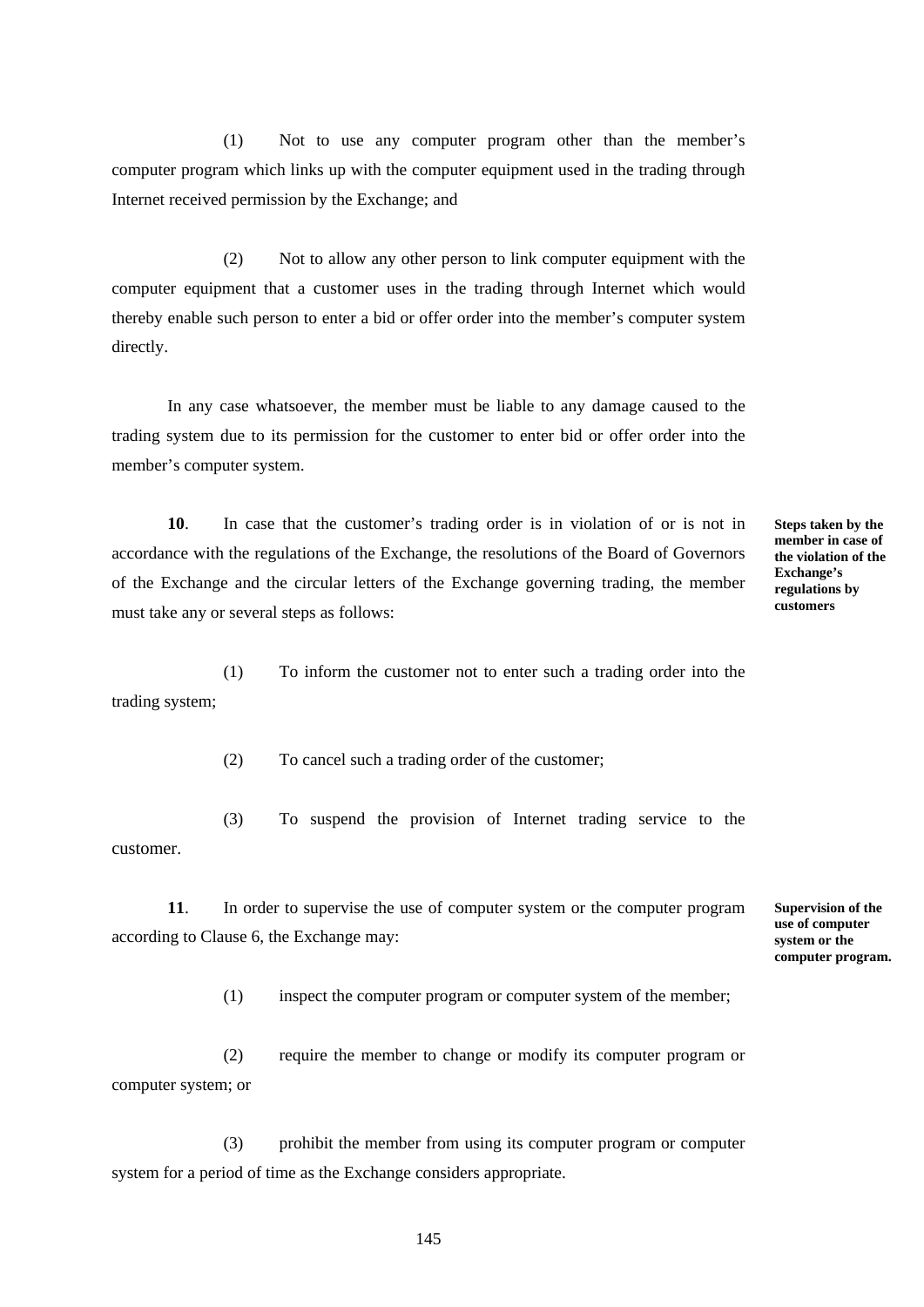(1) Not to use any computer program other than the member's computer program which links up with the computer equipment used in the trading through Internet received permission by the Exchange; and

(2) Not to allow any other person to link computer equipment with the computer equipment that a customer uses in the trading through Internet which would thereby enable such person to enter a bid or offer order into the member's computer system directly.

In any case whatsoever, the member must be liable to any damage caused to the trading system due to its permission for the customer to enter bid or offer order into the member's computer system.

**Steps taken by the member in case of the violation of the Exchange's regulations by customers**

**10**. In case that the customer's trading order is in violation of or is not in accordance with the regulations of the Exchange, the resolutions of the Board of Governors of the Exchange and the circular letters of the Exchange governing trading, the member must take any or several steps as follows:

(1) To inform the customer not to enter such a trading order into the trading system;

(2) To cancel such a trading order of the customer;

(3) To suspend the provision of Internet trading service to the customer.

**Supervision of the use of computer system or the computer program.**

**11**. In order to supervise the use of computer system or the computer program according to Clause 6, the Exchange may:

(1) inspect the computer program or computer system of the member;

(2) require the member to change or modify its computer program or computer system; or

(3) prohibit the member from using its computer program or computer system for a period of time as the Exchange considers appropriate.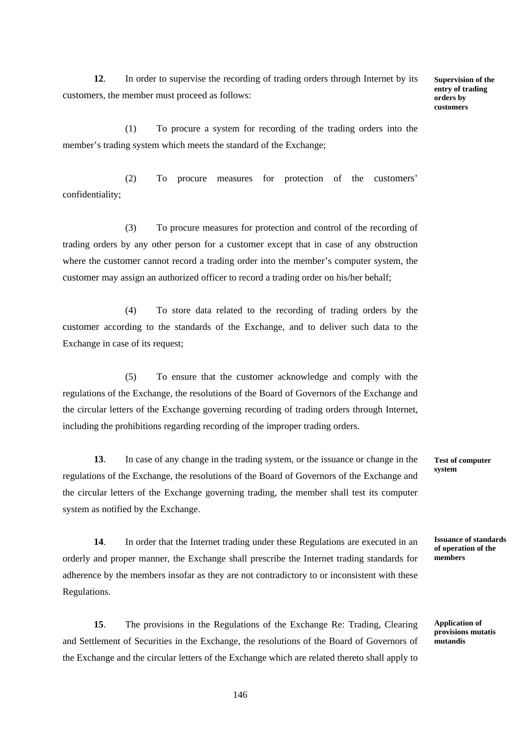**Supervision of the entry of trading orders by customers**

**12**. In order to supervise the recording of trading orders through Internet by its customers, the member must proceed as follows:

(1) To procure a system for recording of the trading orders into the member's trading system which meets the standard of the Exchange;

(2) To procure measures for protection of the customers' confidentiality;

(3) To procure measures for protection and control of the recording of trading orders by any other person for a customer except that in case of any obstruction where the customer cannot record a trading order into the member's computer system, the customer may assign an authorized officer to record a trading order on his/her behalf;

(4) To store data related to the recording of trading orders by the customer according to the standards of the Exchange, and to deliver such data to the Exchange in case of its request;

(5) To ensure that the customer acknowledge and comply with the regulations of the Exchange, the resolutions of the Board of Governors of the Exchange and the circular letters of the Exchange governing recording of trading orders through Internet, including the prohibitions regarding recording of the improper trading orders.

**Test of computer system**

**13**. In case of any change in the trading system, or the issuance or change in the regulations of the Exchange, the resolutions of the Board of Governors of the Exchange and the circular letters of the Exchange governing trading, the member shall test its computer system as notified by the Exchange.

**Issuance of standards of operation of the members**

**14**. In order that the Internet trading under these Regulations are executed in an orderly and proper manner, the Exchange shall prescribe the Internet trading standards for adherence by the members insofar as they are not contradictory to or inconsistent with these Regulations.

**Application of provisions mutatis mutandis**

**15**. The provisions in the Regulations of the Exchange Re: Trading, Clearing and Settlement of Securities in the Exchange, the resolutions of the Board of Governors of the Exchange and the circular letters of the Exchange which are related thereto shall apply to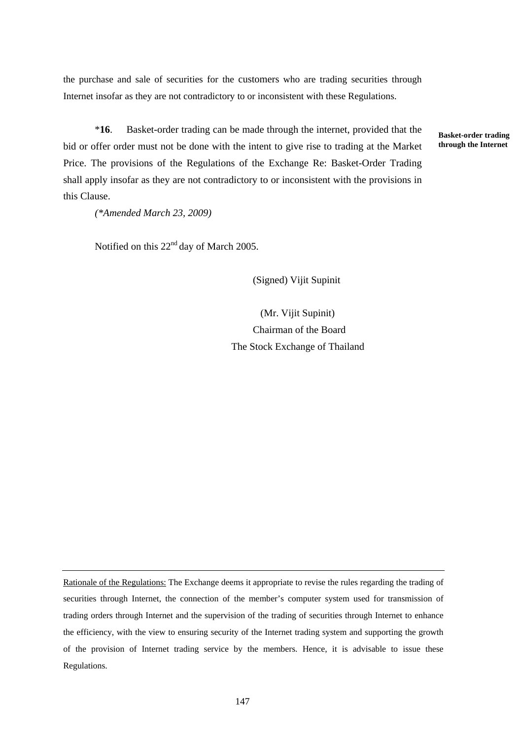the purchase and sale of securities for the customers who are trading securities through Internet insofar as they are not contradictory to or inconsistent with these Regulations.

**Basket-order trading through the Internet**

*__16__. Basket-order trading can be made through the internet, provided that the bid or offer order must not be done with the intent to give rise to trading at the Market Price. The provisions of the Regulations of the Exchange Re: Basket-Order Trading shall apply insofar as they are not contradictory to or inconsistent with the provisions in this Clause.

*(*Amended March 23, 2009)*

Notified on this 22nd day of March 2005.

(Signed) Vijit Supinit

(Mr. Vijit Supinit)
Chairman of the Board
The Stock Exchange of Thailand

---

Rationale of the Regulations: The Exchange deems it appropriate to revise the rules regarding the trading of securities through Internet, the connection of the member's computer system used for transmission of trading orders through Internet and the supervision of the trading of securities through Internet to enhance the efficiency, with the view to ensuring security of the Internet trading system and supporting the growth of the provision of Internet trading service by the members. Hence, it is advisable to issue these Regulations.